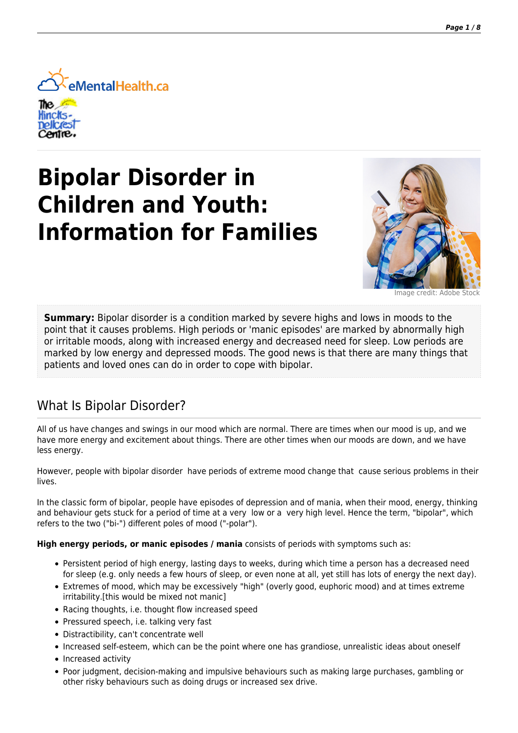# Bipolar Disorder in Children and Youth: Information for Families

Image credit: Adobe Stock

**Summary:** Bipolar disorder is a condition marked by severe highs and lows in moods to the point that it causes problems. High periods or 'manic episodes' are marked by abnormally high or irritable moods, along with increased energy and decreased need for sleep. Low periods are marked by low energy and depressed moods. The good news is that there are many things that patients and loved ones can do in order to cope with bipolar.

## What Is Bipolar Disorder?

All of us have changes and swings in our mood which are normal. There are times when our mood is up, and we have more energy and excitement about things. There are other times when our moods are down, and we have less energy.

However, people with bipolar disorder have periods of extreme mood change that cause serious problems in their lives.

In the classic form of bipolar, people have episodes of depression and of mania, when their mood, energy, thinking and behaviour gets stuck for a period of time at a very low or a very high level. Hence the term, "bipolar", which refers to the two ("bi-") different poles of mood ("-polar").

**High energy periods, or manic episodes / mania** consists of periods with symptoms such as:

- Persistent period of high energy, lasting days to weeks, during which time a person has a decreased need for sleep (e.g. only needs a few hours of sleep, or even none at all, yet still has lots of energy the next day).
- Extremes of mood, which may be excessively "high" (overly good, euphoric mood) and at times extreme irritability.[this would be mixed not manic]
- Racing thoughts, i.e. thought flow increased speed
- Pressured speech, i.e. talking very fast
- Distractibility, can't concentrate well
- Increased self-esteem, which can be the point where one has grandiose, unrealistic ideas about oneself
- Increased activity
- Poor judgment, decision-making and impulsive behaviours such as making large purchases, gambling or other risky behaviours such as doing drugs or increased sex drive.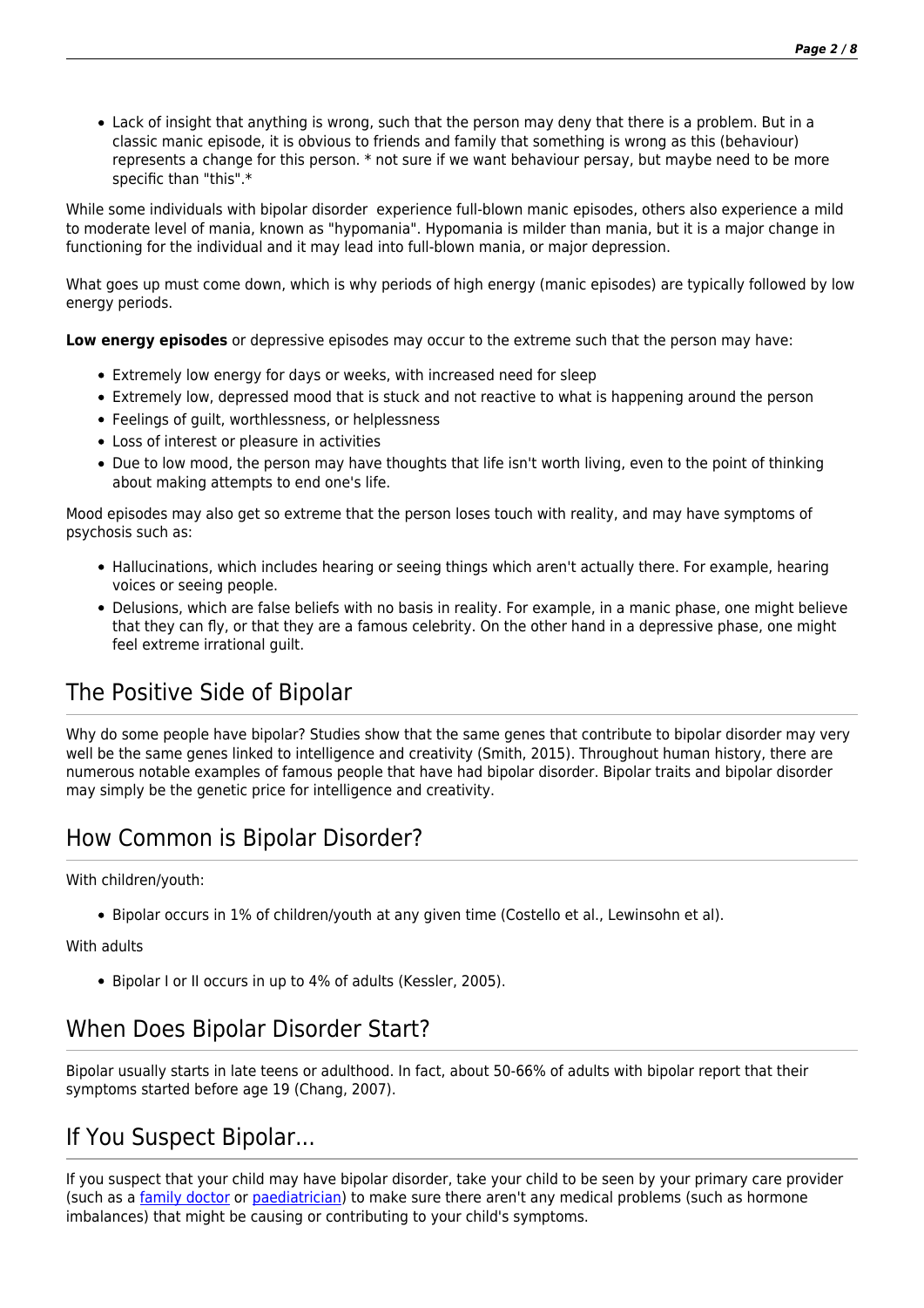- Lack of insight that anything is wrong, such that the person may deny that there is a problem. But in a classic manic episode, it is obvious to friends and family that something is wrong as this (behaviour) represents a change for this person. * not sure if we want behaviour persay, but maybe need to be more specific than "this".*

While some individuals with bipolar disorder  experience full-blown manic episodes, others also experience a mild to moderate level of mania, known as "hypomania". Hypomania is milder than mania, but it is a major change in functioning for the individual and it may lead into full-blown mania, or major depression.

What goes up must come down, which is why periods of high energy (manic episodes) are typically followed by low energy periods.

**Low energy episodes** or depressive episodes may occur to the extreme such that the person may have:

- Extremely low energy for days or weeks, with increased need for sleep
- Extremely low, depressed mood that is stuck and not reactive to what is happening around the person
- Feelings of guilt, worthlessness, or helplessness
- Loss of interest or pleasure in activities
- Due to low mood, the person may have thoughts that life isn't worth living, even to the point of thinking about making attempts to end one's life.

Mood episodes may also get so extreme that the person loses touch with reality, and may have symptoms of psychosis such as:

- Hallucinations, which includes hearing or seeing things which aren't actually there. For example, hearing voices or seeing people.
- Delusions, which are false beliefs with no basis in reality. For example, in a manic phase, one might believe that they can fly, or that they are a famous celebrity. On the other hand in a depressive phase, one might feel extreme irrational guilt.

## The Positive Side of Bipolar

Why do some people have bipolar? Studies show that the same genes that contribute to bipolar disorder may very well be the same genes linked to intelligence and creativity (Smith, 2015). Throughout human history, there are numerous notable examples of famous people that have had bipolar disorder. Bipolar traits and bipolar disorder may simply be the genetic price for intelligence and creativity.

## How Common is Bipolar Disorder?

With children/youth:

- Bipolar occurs in 1% of children/youth at any given time (Costello et al., Lewinsohn et al).

With adults

- Bipolar I or II occurs in up to 4% of adults (Kessler, 2005).

## When Does Bipolar Disorder Start?

Bipolar usually starts in late teens or adulthood. In fact, about 50-66% of adults with bipolar report that their symptoms started before age 19 (Chang, 2007).

## If You Suspect Bipolar...

If you suspect that your child may have bipolar disorder, take your child to be seen by your primary care provider (such as a family doctor or paediatrician) to make sure there aren't any medical problems (such as hormone imbalances) that might be causing or contributing to your child's symptoms.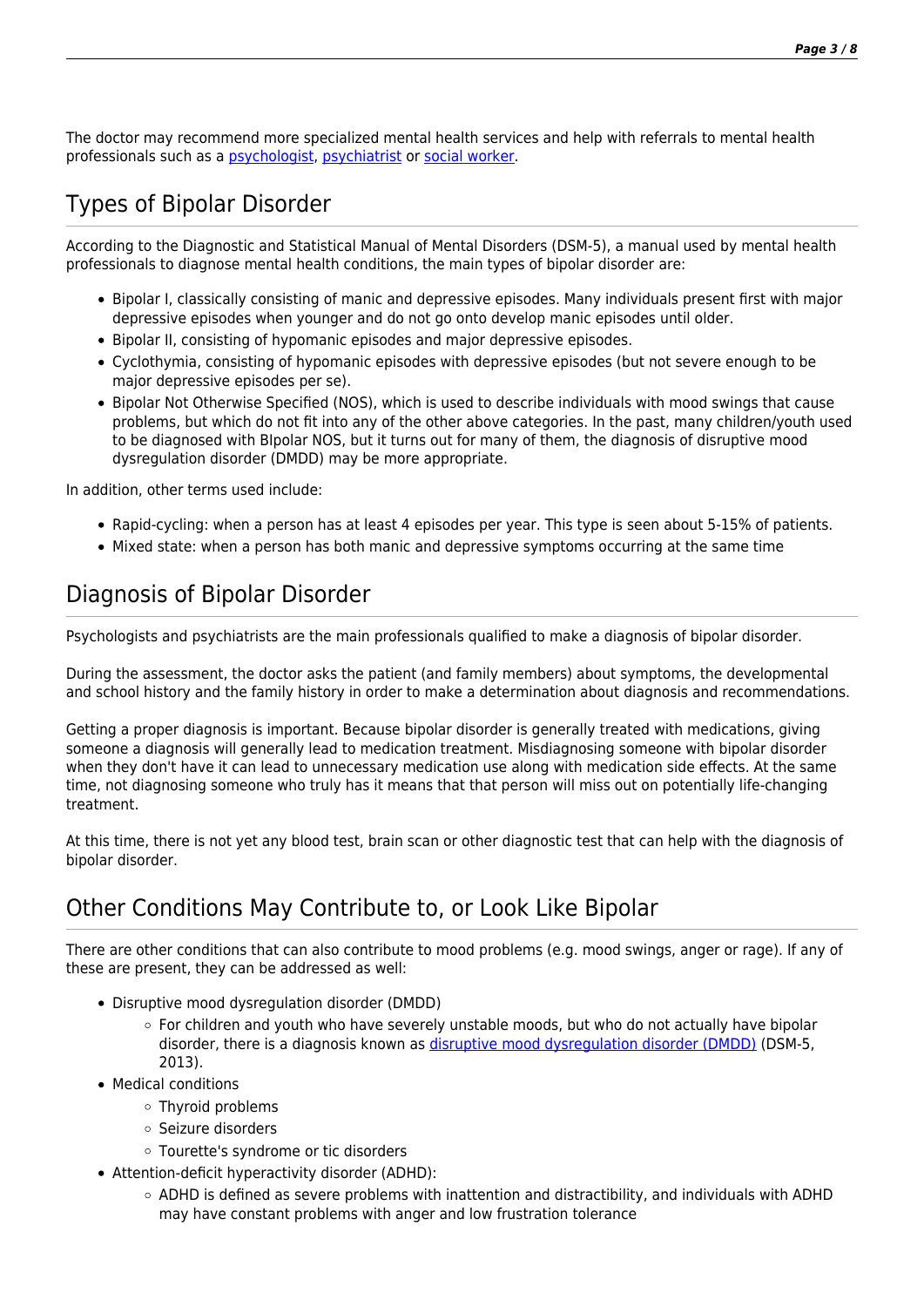The doctor may recommend more specialized mental health services and help with referrals to mental health professionals such as a psychologist, psychiatrist or social worker.

## Types of Bipolar Disorder

According to the Diagnostic and Statistical Manual of Mental Disorders (DSM-5), a manual used by mental health professionals to diagnose mental health conditions, the main types of bipolar disorder are:

- Bipolar I, classically consisting of manic and depressive episodes. Many individuals present first with major depressive episodes when younger and do not go onto develop manic episodes until older.
- Bipolar II, consisting of hypomanic episodes and major depressive episodes.
- Cyclothymia, consisting of hypomanic episodes with depressive episodes (but not severe enough to be major depressive episodes per se).
- Bipolar Not Otherwise Specified (NOS), which is used to describe individuals with mood swings that cause problems, but which do not fit into any of the other above categories. In the past, many children/youth used to be diagnosed with BIpolar NOS, but it turns out for many of them, the diagnosis of disruptive mood dysregulation disorder (DMDD) may be more appropriate.

In addition, other terms used include:

- Rapid-cycling: when a person has at least 4 episodes per year. This type is seen about 5-15% of patients.
- Mixed state: when a person has both manic and depressive symptoms occurring at the same time

## Diagnosis of Bipolar Disorder

Psychologists and psychiatrists are the main professionals qualified to make a diagnosis of bipolar disorder.

During the assessment, the doctor asks the patient (and family members) about symptoms, the developmental and school history and the family history in order to make a determination about diagnosis and recommendations.

Getting a proper diagnosis is important. Because bipolar disorder is generally treated with medications, giving someone a diagnosis will generally lead to medication treatment. Misdiagnosing someone with bipolar disorder when they don't have it can lead to unnecessary medication use along with medication side effects. At the same time, not diagnosing someone who truly has it means that that person will miss out on potentially life-changing treatment.

At this time, there is not yet any blood test, brain scan or other diagnostic test that can help with the diagnosis of bipolar disorder.

## Other Conditions May Contribute to, or Look Like Bipolar

There are other conditions that can also contribute to mood problems (e.g. mood swings, anger or rage). If any of these are present, they can be addressed as well:

- Disruptive mood dysregulation disorder (DMDD)
  - For children and youth who have severely unstable moods, but who do not actually have bipolar disorder, there is a diagnosis known as disruptive mood dysregulation disorder (DMDD) (DSM-5, 2013).
- Medical conditions
  - Thyroid problems
  - Seizure disorders
  - Tourette's syndrome or tic disorders
- Attention-deficit hyperactivity disorder (ADHD):
  - ADHD is defined as severe problems with inattention and distractibility, and individuals with ADHD may have constant problems with anger and low frustration tolerance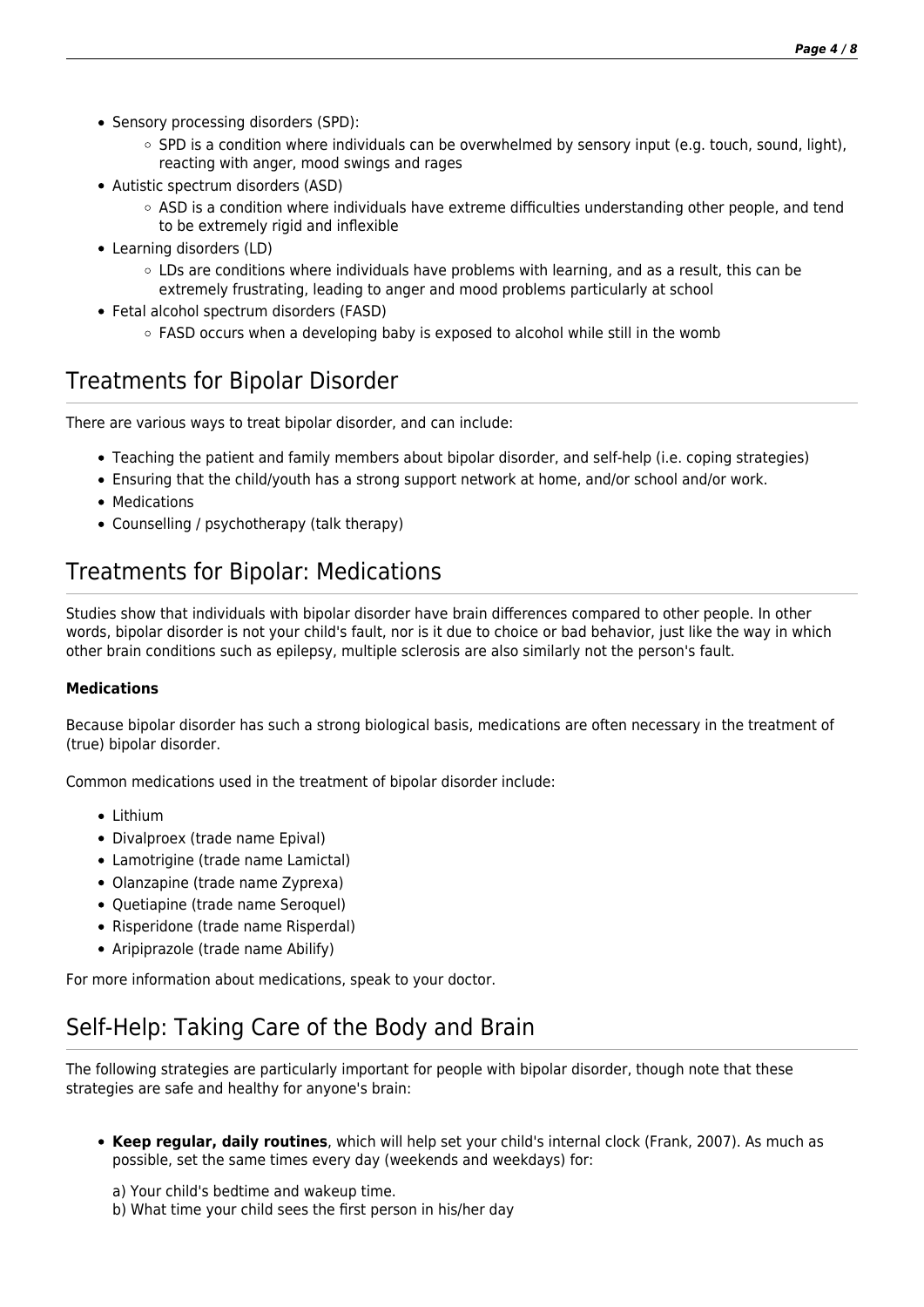- Sensory processing disorders (SPD):
    - SPD is a condition where individuals can be overwhelmed by sensory input (e.g. touch, sound, light), reacting with anger, mood swings and rages
- Autistic spectrum disorders (ASD)
    - ASD is a condition where individuals have extreme difficulties understanding other people, and tend to be extremely rigid and inflexible
- Learning disorders (LD)
    - LDs are conditions where individuals have problems with learning, and as a result, this can be extremely frustrating, leading to anger and mood problems particularly at school
- Fetal alcohol spectrum disorders (FASD)
    - FASD occurs when a developing baby is exposed to alcohol while still in the womb

## Treatments for Bipolar Disorder

There are various ways to treat bipolar disorder, and can include:

- Teaching the patient and family members about bipolar disorder, and self-help (i.e. coping strategies)
- Ensuring that the child/youth has a strong support network at home, and/or school and/or work.
- Medications
- Counselling / psychotherapy (talk therapy)

## Treatments for Bipolar: Medications

Studies show that individuals with bipolar disorder have brain differences compared to other people. In other words, bipolar disorder is not your child's fault, nor is it due to choice or bad behavior, just like the way in which other brain conditions such as epilepsy, multiple sclerosis are also similarly not the person's fault.

**Medications**

Because bipolar disorder has such a strong biological basis, medications are often necessary in the treatment of (true) bipolar disorder.

Common medications used in the treatment of bipolar disorder include:

- Lithium
- Divalproex (trade name Epival)
- Lamotrigine (trade name Lamictal)
- Olanzapine (trade name Zyprexa)
- Quetiapine (trade name Seroquel)
- Risperidone (trade name Risperdal)
- Aripiprazole (trade name Abilify)

For more information about medications, speak to your doctor.

## Self-Help: Taking Care of the Body and Brain

The following strategies are particularly important for people with bipolar disorder, though note that these strategies are safe and healthy for anyone's brain:

- **Keep regular, daily routines**, which will help set your child's internal clock (Frank, 2007). As much as possible, set the same times every day (weekends and weekdays) for:

  a) Your child's bedtime and wakeup time.
  b) What time your child sees the first person in his/her day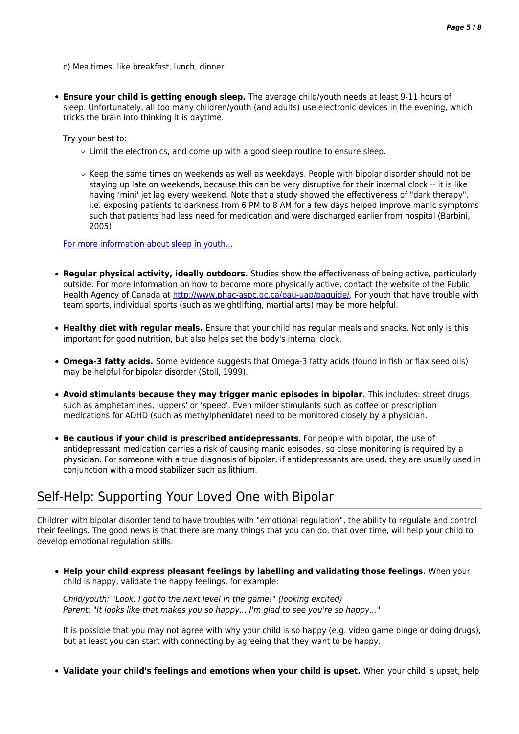c) Mealtimes, like breakfast, lunch, dinner

- **Ensure your child is getting enough sleep.** The average child/youth needs at least 9-11 hours of sleep. Unfortunately, all too many children/youth (and adults) use electronic devices in the evening, which tricks the brain into thinking it is daytime.

  Try your best to:
  - Limit the electronics, and come up with a good sleep routine to ensure sleep.
  - Keep the same times on weekends as well as weekdays. People with bipolar disorder should not be staying up late on weekends, because this can be very disruptive for their internal clock -- it is like having 'mini' jet lag every weekend. Note that a study showed the effectiveness of "dark therapy", i.e. exposing patients to darkness from 6 PM to 8 AM for a few days helped improve manic symptoms such that patients had less need for medication and were discharged earlier from hospital (Barbini, 2005).

  [For more information about sleep in youth...]

- **Regular physical activity, ideally outdoors.** Studies show the effectiveness of being active, particularly outside. For more information on how to become more physically active, contact the website of the Public Health Agency of Canada at http://www.phac-aspc.gc.ca/pau-uap/paguide/. For youth that have trouble with team sports, individual sports (such as weightlifting, martial arts) may be more helpful.

- **Healthy diet with regular meals.** Ensure that your child has regular meals and snacks. Not only is this important for good nutrition, but also helps set the body's internal clock.

- **Omega-3 fatty acids.** Some evidence suggests that Omega-3 fatty acids (found in fish or flax seed oils) may be helpful for bipolar disorder (Stoll, 1999).

- **Avoid stimulants because they may trigger manic episodes in bipolar.** This includes: street drugs such as amphetamines, 'uppers' or 'speed'. Even milder stimulants such as coffee or prescription medications for ADHD (such as methylphenidate) need to be monitored closely by a physician.

- **Be cautious if your child is prescribed antidepressants**. For people with bipolar, the use of antidepressant medication carries a risk of causing manic episodes, so close monitoring is required by a physician. For someone with a true diagnosis of bipolar, if antidepressants are used, they are usually used in conjunction with a mood stabilizer such as lithium.

## Self-Help: Supporting Your Loved One with Bipolar

Children with bipolar disorder tend to have troubles with "emotional regulation", the ability to regulate and control their feelings. The good news is that there are many things that you can do, that over time, will help your child to develop emotional regulation skills.

- **Help your child express pleasant feelings by labelling and validating those feelings.** When your child is happy, validate the happy feelings, for example:

  *Child/youth: "Look, I got to the next level in the game!" (looking excited)*
  *Parent: "It looks like that makes you so happy... I'm glad to see you're so happy..."*

  It is possible that you may not agree with why your child is so happy (e.g. video game binge or doing drugs), but at least you can start with connecting by agreeing that they want to be happy.

- **Validate your child's feelings and emotions when your child is upset.** When your child is upset, help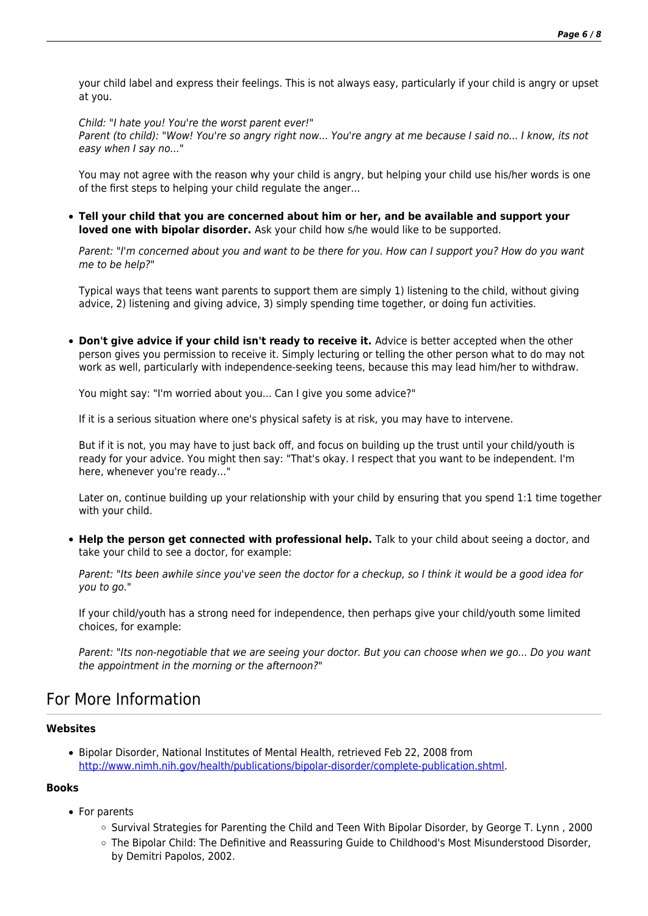your child label and express their feelings. This is not always easy, particularly if your child is angry or upset at you.

*Child: "I hate you! You're the worst parent ever!"*
*Parent (to child): "Wow! You're so angry right now... You're angry at me because I said no... I know, its not easy when I say no..."*

You may not agree with the reason why your child is angry, but helping your child use his/her words is one of the first steps to helping your child regulate the anger...

- **Tell your child that you are concerned about him or her, and be available and support your loved one with bipolar disorder.** Ask your child how s/he would like to be supported.

  *Parent: "I'm concerned about you and want to be there for you. How can I support you? How do you want me to be help?"*

  Typical ways that teens want parents to support them are simply 1) listening to the child, without giving advice, 2) listening and giving advice, 3) simply spending time together, or doing fun activities.

- **Don't give advice if your child isn't ready to receive it.** Advice is better accepted when the other person gives you permission to receive it. Simply lecturing or telling the other person what to do may not work as well, particularly with independence-seeking teens, because this may lead him/her to withdraw.

  You might say: "I'm worried about you... Can I give you some advice?"

  If it is a serious situation where one's physical safety is at risk, you may have to intervene.

  But if it is not, you may have to just back off, and focus on building up the trust until your child/youth is ready for your advice. You might then say: "That's okay. I respect that you want to be independent. I'm here, whenever you're ready..."

  Later on, continue building up your relationship with your child by ensuring that you spend 1:1 time together with your child.

- **Help the person get connected with professional help.** Talk to your child about seeing a doctor, and take your child to see a doctor, for example:

  *Parent: "Its been awhile since you've seen the doctor for a checkup, so I think it would be a good idea for you to go."*

  If your child/youth has a strong need for independence, then perhaps give your child/youth some limited choices, for example:

  *Parent: "Its non-negotiable that we are seeing your doctor. But you can choose when we go... Do you want the appointment in the morning or the afternoon?"*

## For More Information

**Websites**

- Bipolar Disorder, National Institutes of Mental Health, retrieved Feb 22, 2008 from http://www.nimh.nih.gov/health/publications/bipolar-disorder/complete-publication.shtml.

**Books**

- For parents
  - Survival Strategies for Parenting the Child and Teen With Bipolar Disorder, by George T. Lynn , 2000
  - The Bipolar Child: The Definitive and Reassuring Guide to Childhood's Most Misunderstood Disorder, by Demitri Papolos, 2002.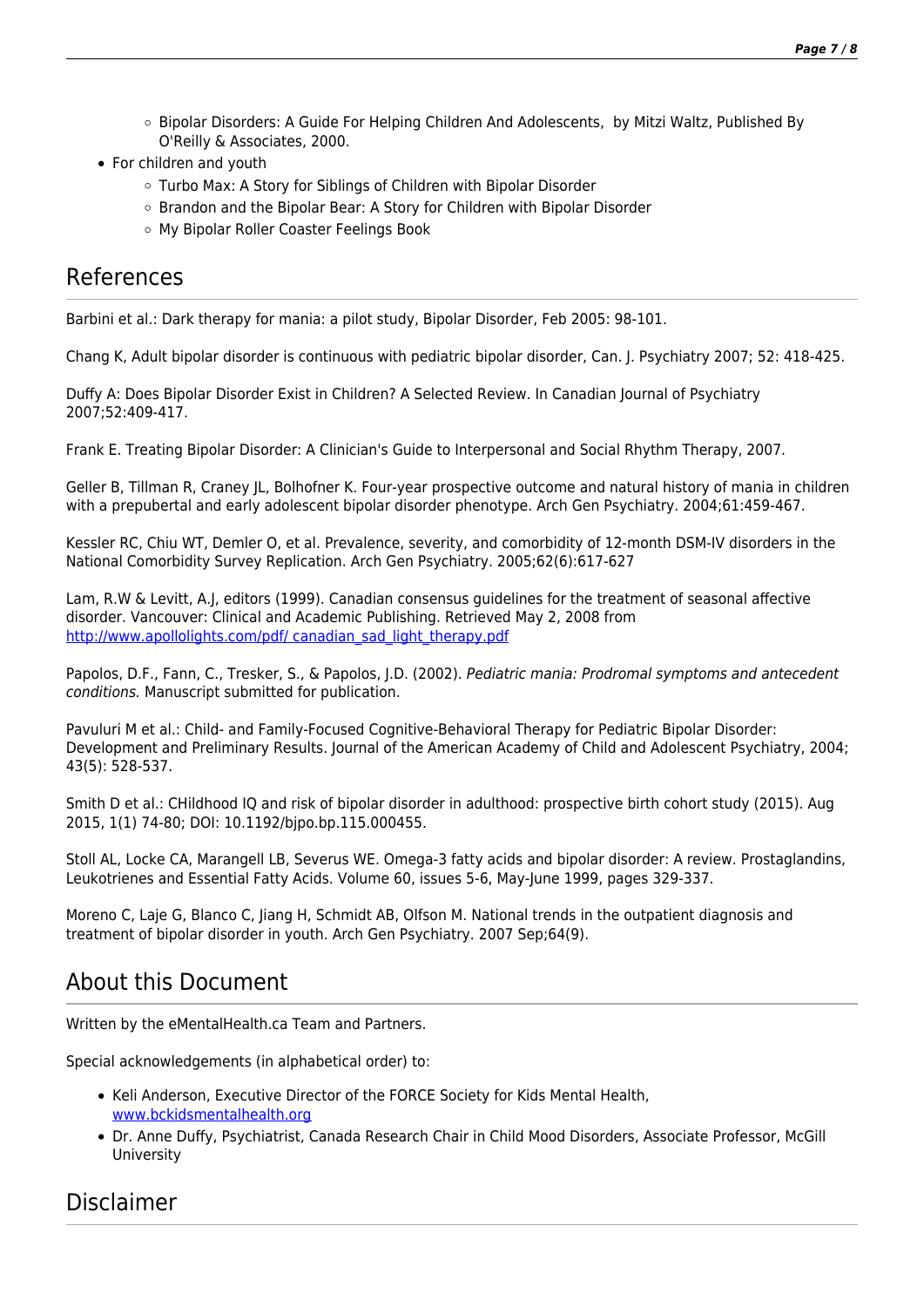- Bipolar Disorders: A Guide For Helping Children And Adolescents,  by Mitzi Waltz, Published By O'Reilly & Associates, 2000.
- For children and youth
    - Turbo Max: A Story for Siblings of Children with Bipolar Disorder
    - Brandon and the Bipolar Bear: A Story for Children with Bipolar Disorder
    - My Bipolar Roller Coaster Feelings Book

## References

Barbini et al.: Dark therapy for mania: a pilot study, Bipolar Disorder, Feb 2005: 98-101.

Chang K, Adult bipolar disorder is continuous with pediatric bipolar disorder, Can. J. Psychiatry 2007; 52: 418-425.

Duffy A: Does Bipolar Disorder Exist in Children? A Selected Review. In Canadian Journal of Psychiatry 2007;52:409-417.

Frank E. Treating Bipolar Disorder: A Clinician's Guide to Interpersonal and Social Rhythm Therapy, 2007.

Geller B, Tillman R, Craney JL, Bolhofner K. Four-year prospective outcome and natural history of mania in children with a prepubertal and early adolescent bipolar disorder phenotype. Arch Gen Psychiatry. 2004;61:459-467.

Kessler RC, Chiu WT, Demler O, et al. Prevalence, severity, and comorbidity of 12-month DSM-IV disorders in the National Comorbidity Survey Replication. Arch Gen Psychiatry. 2005;62(6):617-627

Lam, R.W & Levitt, A.J, editors (1999). Canadian consensus guidelines for the treatment of seasonal affective disorder. Vancouver: Clinical and Academic Publishing. Retrieved May 2, 2008 from http://www.apollolights.com/pdf/ canadian_sad_light_therapy.pdf

Papolos, D.F., Fann, C., Tresker, S., & Papolos, J.D. (2002). *Pediatric mania: Prodromal symptoms and antecedent conditions.* Manuscript submitted for publication.

Pavuluri M et al.: Child- and Family-Focused Cognitive-Behavioral Therapy for Pediatric Bipolar Disorder: Development and Preliminary Results. Journal of the American Academy of Child and Adolescent Psychiatry, 2004; 43(5): 528-537.

Smith D et al.: CHildhood IQ and risk of bipolar disorder in adulthood: prospective birth cohort study (2015). Aug 2015, 1(1) 74-80; DOI: 10.1192/bjpo.bp.115.000455.

Stoll AL, Locke CA, Marangell LB, Severus WE. Omega-3 fatty acids and bipolar disorder: A review. Prostaglandins, Leukotrienes and Essential Fatty Acids. Volume 60, issues 5-6, May-June 1999, pages 329-337.

Moreno C, Laje G, Blanco C, Jiang H, Schmidt AB, Olfson M. National trends in the outpatient diagnosis and treatment of bipolar disorder in youth. Arch Gen Psychiatry. 2007 Sep;64(9).

## About this Document

Written by the eMentalHealth.ca Team and Partners.

Special acknowledgements (in alphabetical order) to:

- Keli Anderson, Executive Director of the FORCE Society for Kids Mental Health, www.bckidsmentalhealth.org
- Dr. Anne Duffy, Psychiatrist, Canada Research Chair in Child Mood Disorders, Associate Professor, McGill University

## Disclaimer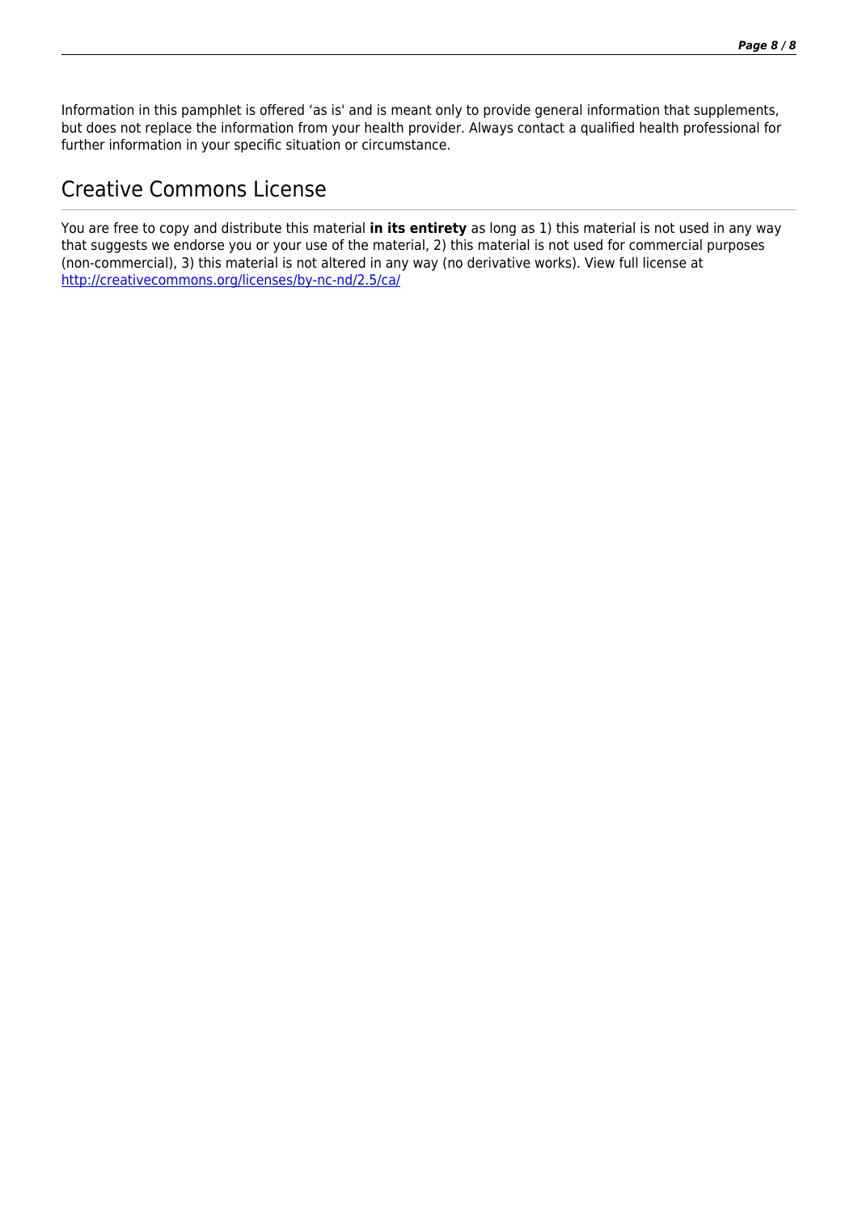Information in this pamphlet is offered 'as is' and is meant only to provide general information that supplements, but does not replace the information from your health provider. Always contact a qualified health professional for further information in your specific situation or circumstance.

## Creative Commons License

You are free to copy and distribute this material **in its entirety** as long as 1) this material is not used in any way that suggests we endorse you or your use of the material, 2) this material is not used for commercial purposes (non-commercial), 3) this material is not altered in any way (no derivative works). View full license at [http://creativecommons.org/licenses/by-nc-nd/2.5/ca/](http://creativecommons.org/licenses/by-nc-nd/2.5/ca/)